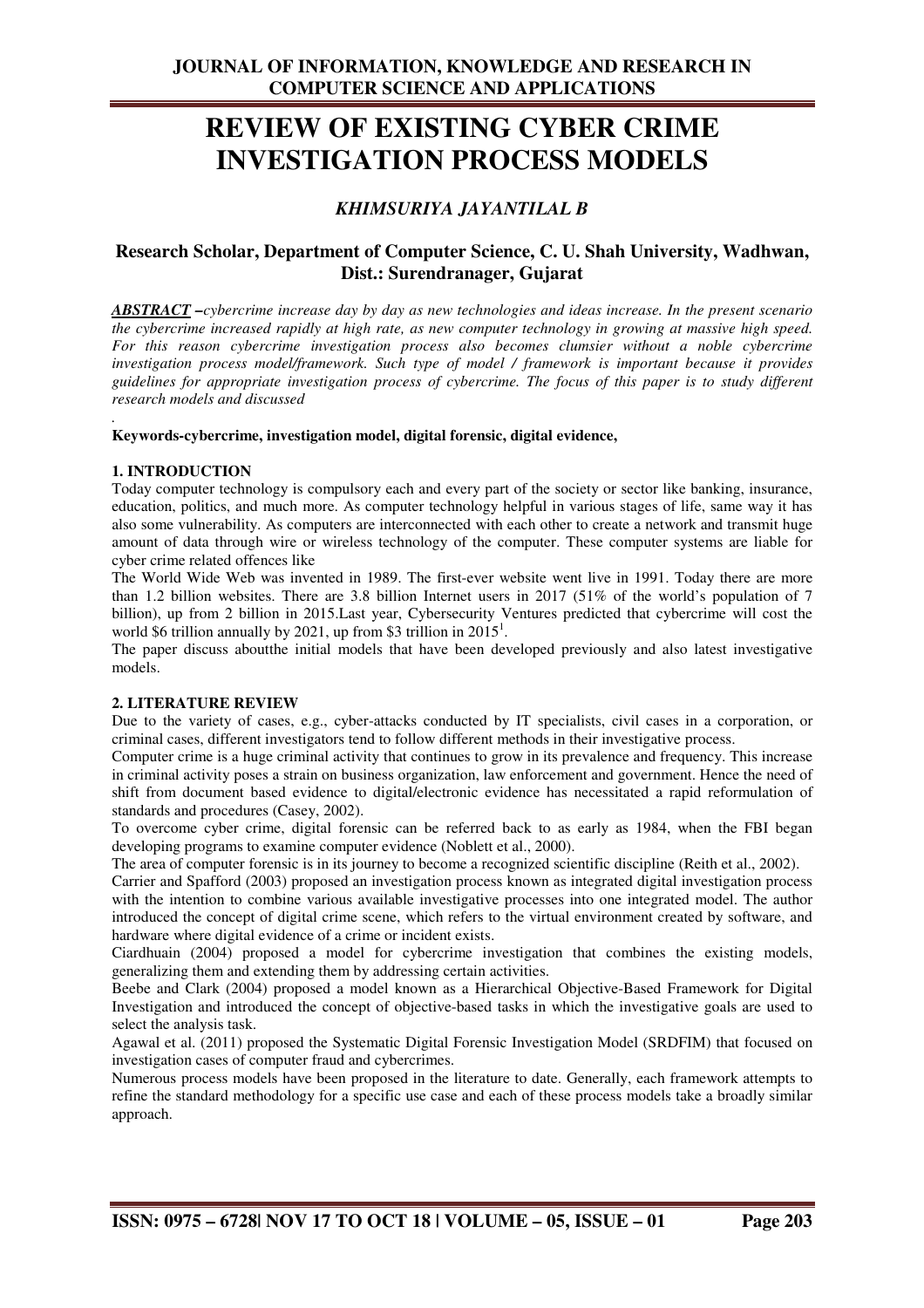# REVIEW OF EXISTING CYBER CRIME INVESTIGATION PROCESS MODELS

### *KHIMSURIYA JAYANTILAL B*

### Research Scholar, Department of Computer Science, C. U. Shah University, Wadhwan, Dist.: Surendranager, Gujarat

***ABSTRACT*** *–cybercrime increase day by day as new technologies and ideas increase. In the present scenario the cybercrime increased rapidly at high rate, as new computer technology in growing at massive high speed. For this reason cybercrime investigation process also becomes clumsier without a noble cybercrime investigation process model/framework. Such type of model / framework is important because it provides guidelines for appropriate investigation process of cybercrime. The focus of this paper is to study different research models and discussed*

.

**Keywords-cybercrime, investigation model, digital forensic, digital evidence,**

## 1. INTRODUCTION

Today computer technology is compulsory each and every part of the society or sector like banking, insurance, education, politics, and much more. As computer technology helpful in various stages of life, same way it has also some vulnerability. As computers are interconnected with each other to create a network and transmit huge amount of data through wire or wireless technology of the computer. These computer systems are liable for cyber crime related offences like

The World Wide Web was invented in 1989. The first-ever website went live in 1991. Today there are more than 1.2 billion websites. There are 3.8 billion Internet users in 2017 (51% of the world's population of 7 billion), up from 2 billion in 2015.Last year, Cybersecurity Ventures predicted that cybercrime will cost the world \$6 trillion annually by 2021, up from \$3 trillion in 2015[1].

The paper discuss aboutthe initial models that have been developed previously and also latest investigative models.

## 2. LITERATURE REVIEW

Due to the variety of cases, e.g., cyber-attacks conducted by IT specialists, civil cases in a corporation, or criminal cases, different investigators tend to follow different methods in their investigative process.

Computer crime is a huge criminal activity that continues to grow in its prevalence and frequency. This increase in criminal activity poses a strain on business organization, law enforcement and government. Hence the need of shift from document based evidence to digital/electronic evidence has necessitated a rapid reformulation of standards and procedures (Casey, 2002).

To overcome cyber crime, digital forensic can be referred back to as early as 1984, when the FBI began developing programs to examine computer evidence (Noblett et al., 2000).

The area of computer forensic is in its journey to become a recognized scientific discipline (Reith et al., 2002).

Carrier and Spafford (2003) proposed an investigation process known as integrated digital investigation process with the intention to combine various available investigative processes into one integrated model. The author introduced the concept of digital crime scene, which refers to the virtual environment created by software, and hardware where digital evidence of a crime or incident exists.

Ciardhuain (2004) proposed a model for cybercrime investigation that combines the existing models, generalizing them and extending them by addressing certain activities.

Beebe and Clark (2004) proposed a model known as a Hierarchical Objective-Based Framework for Digital Investigation and introduced the concept of objective-based tasks in which the investigative goals are used to select the analysis task.

Agawal et al. (2011) proposed the Systematic Digital Forensic Investigation Model (SRDFIM) that focused on investigation cases of computer fraud and cybercrimes.

Numerous process models have been proposed in the literature to date. Generally, each framework attempts to refine the standard methodology for a specific use case and each of these process models take a broadly similar approach.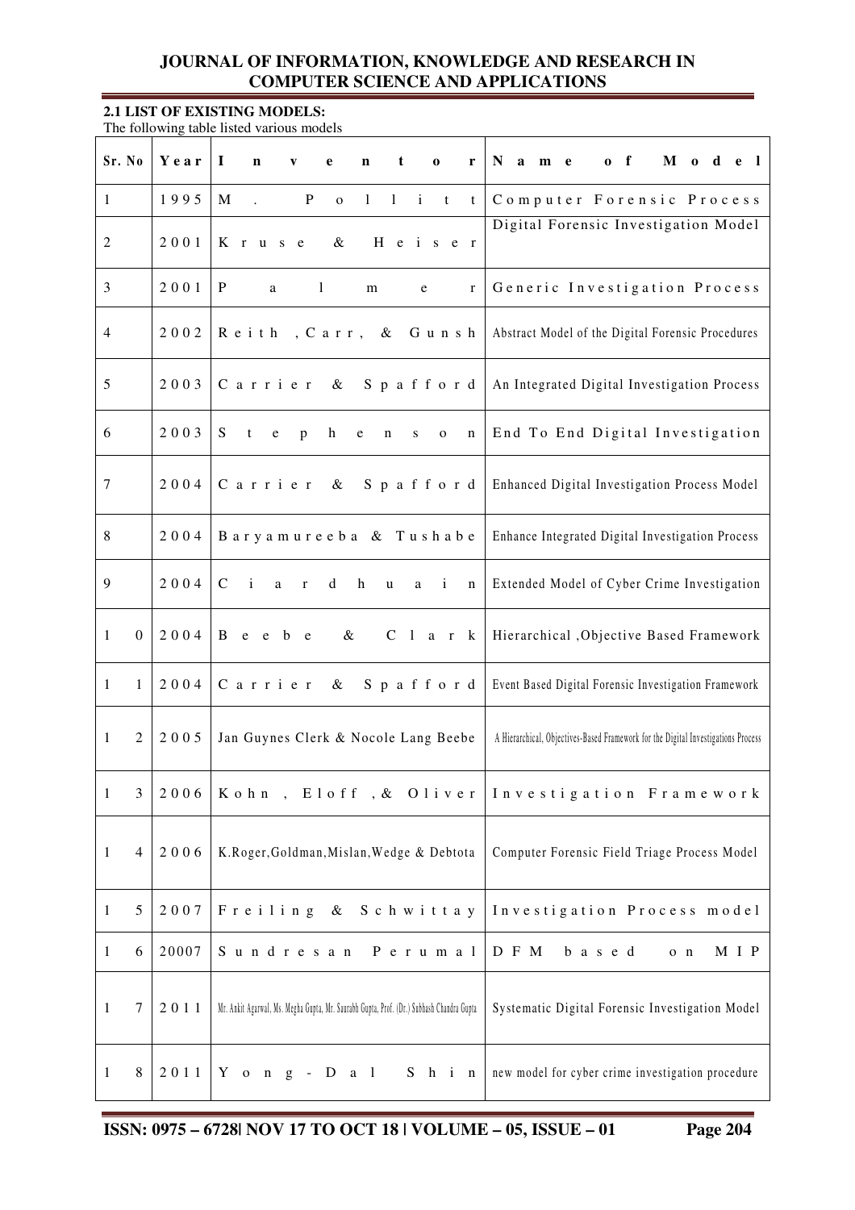**2.1 LIST OF EXISTING MODELS:**

The following table listed various models

| Sr. No | Year | Inventor | Name of Model |
|---|---|---|---|
| 1 | 1995 | M. Pollitt | Computer Forensic Process |
| 2 | 2001 | Kruse & Heiser | Digital Forensic Investigation Model |
| 3 | 2001 | Palmer | Generic Investigation Process |
| 4 | 2002 | Reith ,Carr, & Gunsh | Abstract Model of the Digital Forensic Procedures |
| 5 | 2003 | Carrier & Spafford | An Integrated Digital Investigation Process |
| 6 | 2003 | Stephenson | End To End Digital Investigation |
| 7 | 2004 | Carrier & Spafford | Enhanced Digital Investigation Process Model |
| 8 | 2004 | Baryamureeba & Tushabe | Enhance Integrated Digital Investigation Process |
| 9 | 2004 | Ciardhuain | Extended Model of Cyber Crime Investigation |
| 10 | 2004 | Beebe & Clark | Hierarchical ,Objective Based Framework |
| 11 | 2004 | Carrier & Spafford | Event Based Digital Forensic Investigation Framework |
| 12 | 2005 | Jan Guynes Clerk & Nocole Lang Beebe | A Hierarchical, Objectives-Based Framework for the Digital Investigations Process |
| 13 | 2006 | Kohn , Eloff ,& Oliver | Investigation Framework |
| 14 | 2006 | K.Roger,Goldman,Mislan,Wedge & Debtota | Computer Forensic Field Triage Process Model |
| 15 | 2007 | Freiling & Schwittay | Investigation Process model |
| 16 | 20007 | Sundresan Perumal | DFM based on MIP |
| 17 | 2011 | Mr. Ankit Agarwal, Ms. Megha Gupta, Mr. Saurabh Gupta, Prof. (Dr.) Subhash Chandra Gupta | Systematic Digital Forensic Investigation Model |
| 18 | 2011 | Yong-Dal Shin | new model for cyber crime investigation procedure |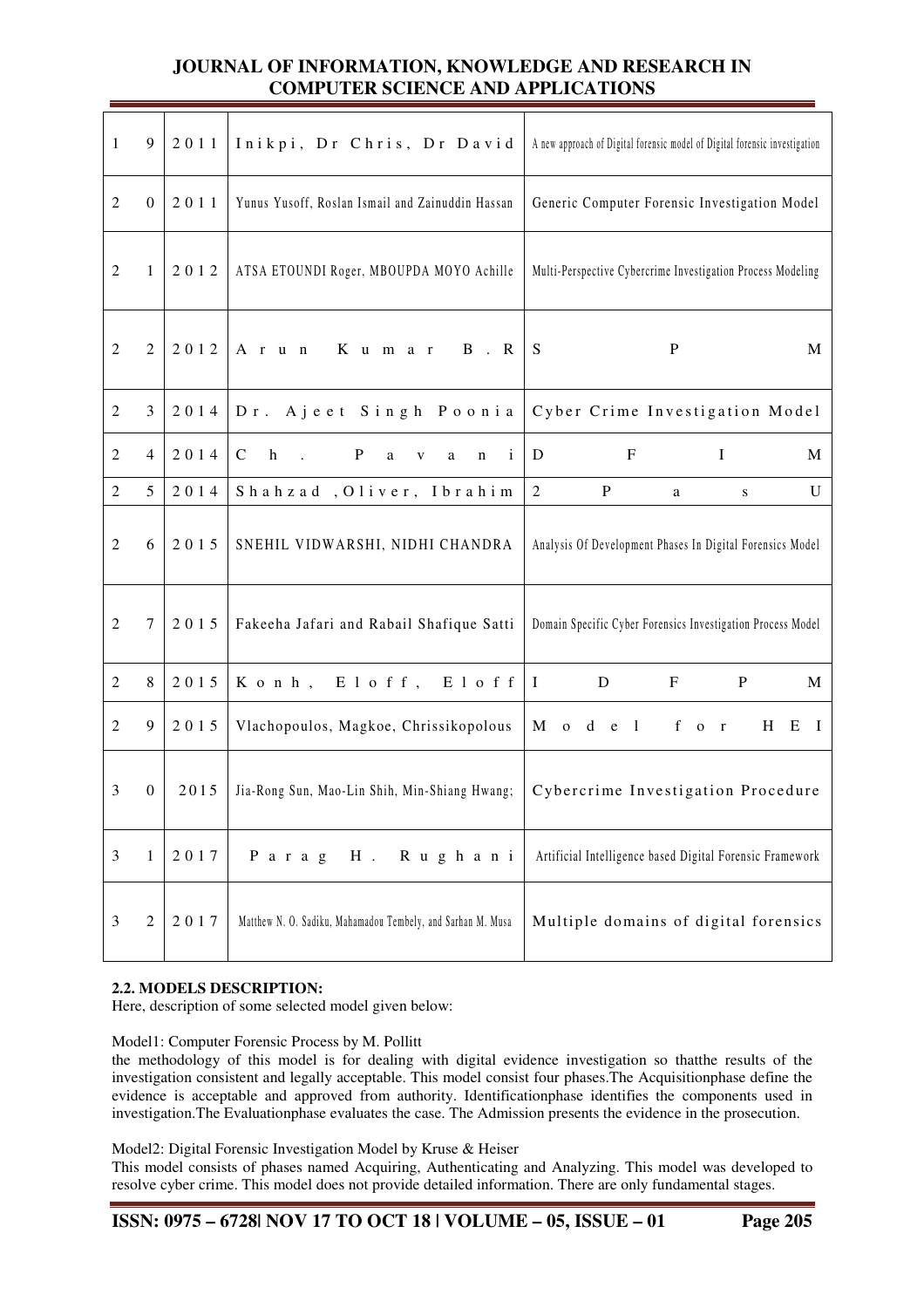| 19 | 2011 | Inikpi, Dr Chris, Dr David | A new approach of Digital forensic model of Digital forensic investigation |
|---|---|---|---|
| 20 | 2011 | Yunus Yusoff, Roslan Ismail and Zainuddin Hassan | Generic Computer Forensic Investigation Model |
| 21 | 2012 | ATSA ETOUNDI Roger, MBOUPDA MOYO Achille | Multi-Perspective Cybercrime Investigation Process Modeling |
| 22 | 2012 | Arun Kumar B.R | S P M |
| 23 | 2014 | Dr. Ajeet Singh Poonia | Cyber Crime Investigation Model |
| 24 | 2014 | Ch. Pavani | D F I M |
| 25 | 2014 | Shahzad ,Oliver, Ibrahim | 2 P a s U |
| 26 | 2015 | SNEHIL VIDWARSHI, NIDHI CHANDRA | Analysis Of Development Phases In Digital Forensics Model |
| 27 | 2015 | Fakeeha Jafari and Rabail Shafique Satti | Domain Specific Cyber Forensics Investigation Process Model |
| 28 | 2015 | Konh, Eloff, Eloff | I D F P M |
| 29 | 2015 | Vlachopoulos, Magkoe, Chrissikopolous | Model for HEI |
| 30 | 2015 | Jia-Rong Sun, Mao-Lin Shih, Min-Shiang Hwang; | Cybercrime Investigation Procedure |
| 31 | 2017 | Parag H. Rughani | Artificial Intelligence based Digital Forensic Framework |
| 32 | 2017 | Matthew N. O. Sadiku, Mahamadou Tembely, and Sarhan M. Musa | Multiple domains of digital forensics |

**2.2. MODELS DESCRIPTION:**

Here, description of some selected model given below:

Model1: Computer Forensic Process by M. Pollitt

the methodology of this model is for dealing with digital evidence investigation so thatthe results of the investigation consistent and legally acceptable. This model consist four phases.The Acquisitionphase define the evidence is acceptable and approved from authority. Identificationphase identifies the components used in investigation.The Evaluationphase evaluates the case. The Admission presents the evidence in the prosecution.

Model2: Digital Forensic Investigation Model by Kruse & Heiser

This model consists of phases named Acquiring, Authenticating and Analyzing. This model was developed to resolve cyber crime. This model does not provide detailed information. There are only fundamental stages.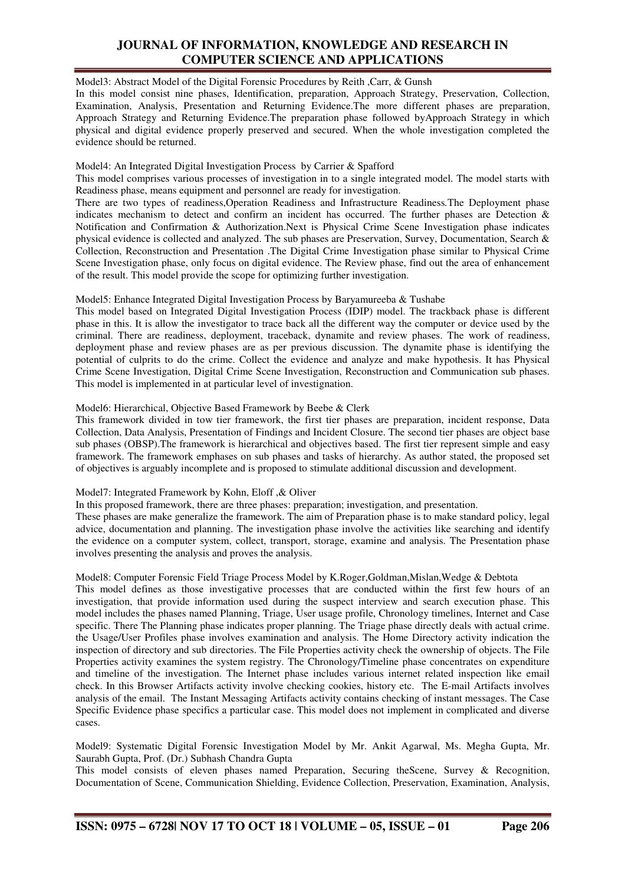Model3: Abstract Model of the Digital Forensic Procedures by Reith ,Carr, & Gunsh

In this model consist nine phases, Identification, preparation, Approach Strategy, Preservation, Collection, Examination, Analysis, Presentation and Returning Evidence.The more different phases are preparation, Approach Strategy and Returning Evidence.The preparation phase followed byApproach Strategy in which physical and digital evidence properly preserved and secured. When the whole investigation completed the evidence should be returned.

Model4: An Integrated Digital Investigation Process by Carrier & Spafford

This model comprises various processes of investigation in to a single integrated model. The model starts with Readiness phase, means equipment and personnel are ready for investigation.

There are two types of readiness,Operation Readiness and Infrastructure Readiness.The Deployment phase indicates mechanism to detect and confirm an incident has occurred. The further phases are Detection & Notification and Confirmation & Authorization.Next is Physical Crime Scene Investigation phase indicates physical evidence is collected and analyzed. The sub phases are Preservation, Survey, Documentation, Search & Collection, Reconstruction and Presentation .The Digital Crime Investigation phase similar to Physical Crime Scene Investigation phase, only focus on digital evidence. The Review phase, find out the area of enhancement of the result. This model provide the scope for optimizing further investigation.

Model5: Enhance Integrated Digital Investigation Process by Baryamureeba & Tushabe

This model based on Integrated Digital Investigation Process (IDIP) model. The trackback phase is different phase in this. It is allow the investigator to trace back all the different way the computer or device used by the criminal. There are readiness, deployment, traceback, dynamite and review phases. The work of readiness, deployment phase and review phases are as per previous discussion. The dynamite phase is identifying the potential of culprits to do the crime. Collect the evidence and analyze and make hypothesis. It has Physical Crime Scene Investigation, Digital Crime Scene Investigation, Reconstruction and Communication sub phases. This model is implemented in at particular level of investignation.

Model6: Hierarchical, Objective Based Framework by Beebe & Clerk

This framework divided in tow tier framework, the first tier phases are preparation, incident response, Data Collection, Data Analysis, Presentation of Findings and Incident Closure. The second tier phases are object base sub phases (OBSP).The framework is hierarchical and objectives based. The first tier represent simple and easy framework. The framework emphases on sub phases and tasks of hierarchy. As author stated, the proposed set of objectives is arguably incomplete and is proposed to stimulate additional discussion and development.

Model7: Integrated Framework by Kohn, Eloff ,& Oliver

In this proposed framework, there are three phases: preparation; investigation, and presentation.

These phases are make generalize the framework. The aim of Preparation phase is to make standard policy, legal advice, documentation and planning. The investigation phase involve the activities like searching and identify the evidence on a computer system, collect, transport, storage, examine and analysis. The Presentation phase involves presenting the analysis and proves the analysis.

Model8: Computer Forensic Field Triage Process Model by K.Roger,Goldman,Mislan,Wedge & Debtota

This model defines as those investigative processes that are conducted within the first few hours of an investigation, that provide information used during the suspect interview and search execution phase. This model includes the phases named Planning, Triage, User usage profile, Chronology timelines, Internet and Case specific. There The Planning phase indicates proper planning. The Triage phase directly deals with actual crime. the Usage/User Profiles phase involves examination and analysis. The Home Directory activity indication the inspection of directory and sub directories. The File Properties activity check the ownership of objects. The File Properties activity examines the system registry. The Chronology/Timeline phase concentrates on expenditure and timeline of the investigation. The Internet phase includes various internet related inspection like email check. In this Browser Artifacts activity involve checking cookies, history etc. The E-mail Artifacts involves analysis of the email. The Instant Messaging Artifacts activity contains checking of instant messages. The Case Specific Evidence phase specifics a particular case. This model does not implement in complicated and diverse cases.

Model9: Systematic Digital Forensic Investigation Model by Mr. Ankit Agarwal, Ms. Megha Gupta, Mr. Saurabh Gupta, Prof. (Dr.) Subhash Chandra Gupta

This model consists of eleven phases named Preparation, Securing theScene, Survey & Recognition, Documentation of Scene, Communication Shielding, Evidence Collection, Preservation, Examination, Analysis,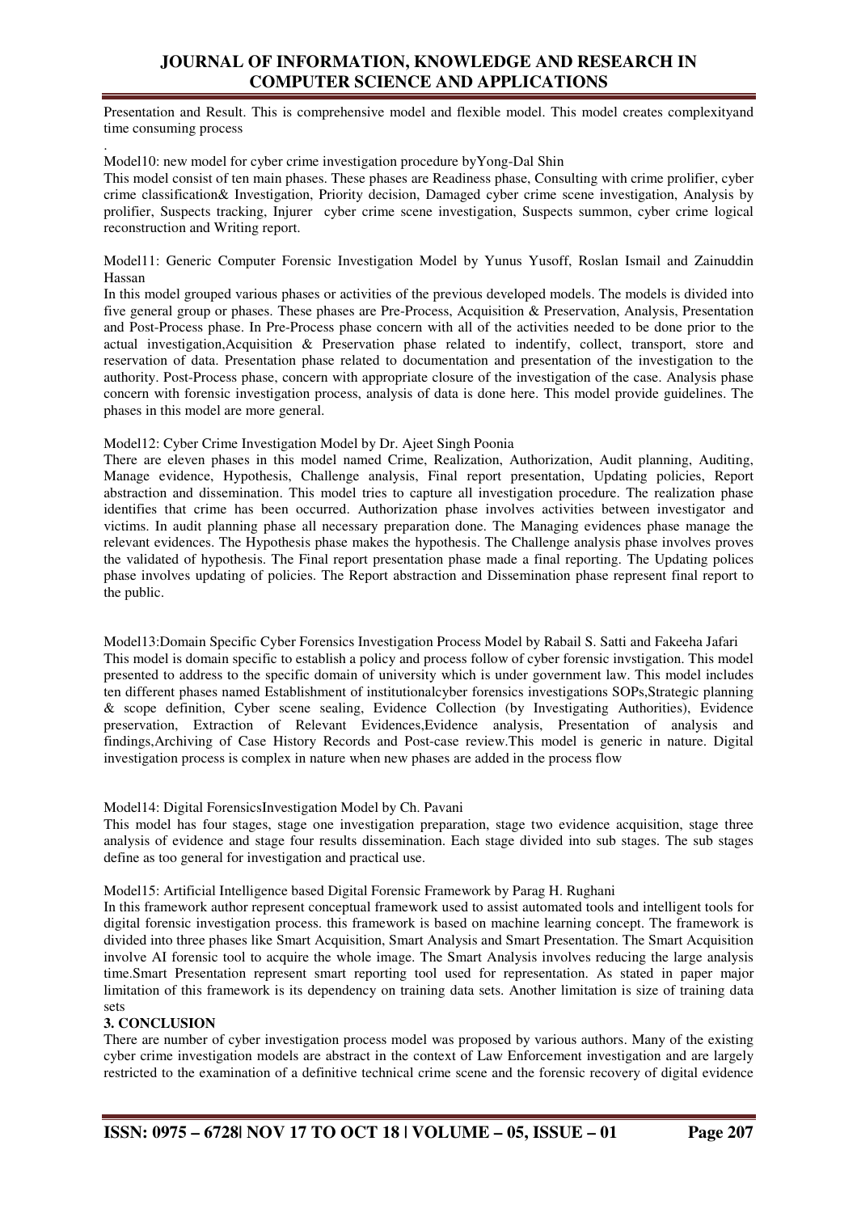Presentation and Result. This is comprehensive model and flexible model. This model creates complexityand time consuming process

.

Model10: new model for cyber crime investigation procedure byYong-Dal Shin

This model consist of ten main phases. These phases are Readiness phase, Consulting with crime prolifier, cyber crime classification& Investigation, Priority decision, Damaged cyber crime scene investigation, Analysis by prolifier, Suspects tracking, Injurer cyber crime scene investigation, Suspects summon, cyber crime logical reconstruction and Writing report.

Model11: Generic Computer Forensic Investigation Model by Yunus Yusoff, Roslan Ismail and Zainuddin Hassan

In this model grouped various phases or activities of the previous developed models. The models is divided into five general group or phases. These phases are Pre-Process, Acquisition & Preservation, Analysis, Presentation and Post-Process phase. In Pre-Process phase concern with all of the activities needed to be done prior to the actual investigation,Acquisition & Preservation phase related to indentify, collect, transport, store and reservation of data. Presentation phase related to documentation and presentation of the investigation to the authority. Post-Process phase, concern with appropriate closure of the investigation of the case. Analysis phase concern with forensic investigation process, analysis of data is done here. This model provide guidelines. The phases in this model are more general.

Model12: Cyber Crime Investigation Model by Dr. Ajeet Singh Poonia

There are eleven phases in this model named Crime, Realization, Authorization, Audit planning, Auditing, Manage evidence, Hypothesis, Challenge analysis, Final report presentation, Updating policies, Report abstraction and dissemination. This model tries to capture all investigation procedure. The realization phase identifies that crime has been occurred. Authorization phase involves activities between investigator and victims. In audit planning phase all necessary preparation done. The Managing evidences phase manage the relevant evidences. The Hypothesis phase makes the hypothesis. The Challenge analysis phase involves proves the validated of hypothesis. The Final report presentation phase made a final reporting. The Updating polices phase involves updating of policies. The Report abstraction and Dissemination phase represent final report to the public.

Model13:Domain Specific Cyber Forensics Investigation Process Model by Rabail S. Satti and Fakeeha Jafari

This model is domain specific to establish a policy and process follow of cyber forensic invstigation. This model presented to address to the specific domain of university which is under government law. This model includes ten different phases named Establishment of institutionalcyber forensics investigations SOPs,Strategic planning & scope definition, Cyber scene sealing, Evidence Collection (by Investigating Authorities), Evidence preservation, Extraction of Relevant Evidences,Evidence analysis, Presentation of analysis and findings,Archiving of Case History Records and Post-case review.This model is generic in nature. Digital investigation process is complex in nature when new phases are added in the process flow

Model14: Digital ForensicsInvestigation Model by Ch. Pavani

This model has four stages, stage one investigation preparation, stage two evidence acquisition, stage three analysis of evidence and stage four results dissemination. Each stage divided into sub stages. The sub stages define as too general for investigation and practical use.

Model15: Artificial Intelligence based Digital Forensic Framework by Parag H. Rughani

In this framework author represent conceptual framework used to assist automated tools and intelligent tools for digital forensic investigation process. this framework is based on machine learning concept. The framework is divided into three phases like Smart Acquisition, Smart Analysis and Smart Presentation. The Smart Acquisition involve AI forensic tool to acquire the whole image. The Smart Analysis involves reducing the large analysis time.Smart Presentation represent smart reporting tool used for representation. As stated in paper major limitation of this framework is its dependency on training data sets. Another limitation is size of training data sets

## 3. CONCLUSION

There are number of cyber investigation process model was proposed by various authors. Many of the existing cyber crime investigation models are abstract in the context of Law Enforcement investigation and are largely restricted to the examination of a definitive technical crime scene and the forensic recovery of digital evidence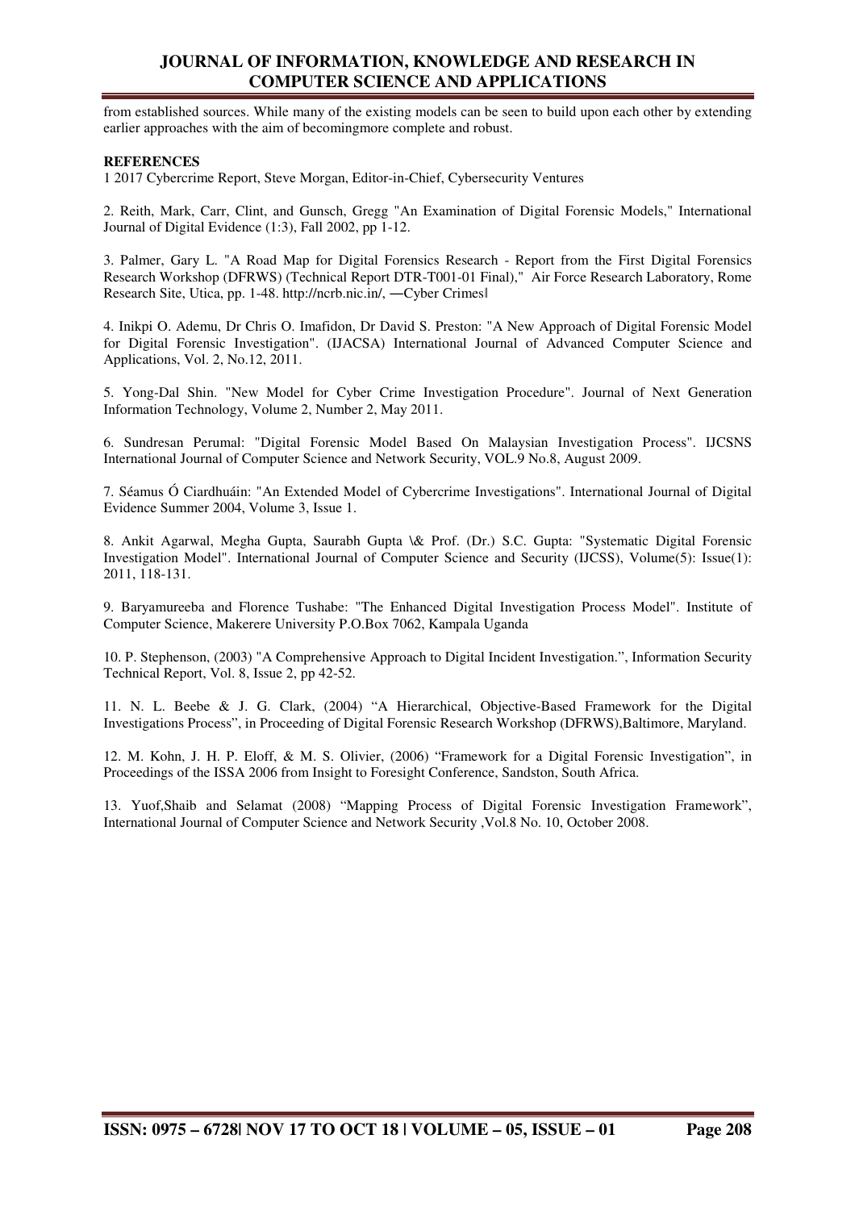from established sources. While many of the existing models can be seen to build upon each other by extending earlier approaches with the aim of becomingmore complete and robust.

**REFERENCES**

1 2017 Cybercrime Report, Steve Morgan, Editor-in-Chief, Cybersecurity Ventures

2. Reith, Mark, Carr, Clint, and Gunsch, Gregg "An Examination of Digital Forensic Models," International Journal of Digital Evidence (1:3), Fall 2002, pp 1-12.

3. Palmer, Gary L. "A Road Map for Digital Forensics Research - Report from the First Digital Forensics Research Workshop (DFRWS) (Technical Report DTR-T001-01 Final)," Air Force Research Laboratory, Rome Research Site, Utica, pp. 1-48. http://ncrb.nic.in/, ―Cyber Crimes‖

4. Inikpi O. Ademu, Dr Chris O. Imafidon, Dr David S. Preston: "A New Approach of Digital Forensic Model for Digital Forensic Investigation". (IJACSA) International Journal of Advanced Computer Science and Applications, Vol. 2, No.12, 2011.

5. Yong-Dal Shin. "New Model for Cyber Crime Investigation Procedure". Journal of Next Generation Information Technology, Volume 2, Number 2, May 2011.

6. Sundresan Perumal: "Digital Forensic Model Based On Malaysian Investigation Process". IJCSNS International Journal of Computer Science and Network Security, VOL.9 No.8, August 2009.

7. Séamus Ó Ciardhuáin: "An Extended Model of Cybercrime Investigations". International Journal of Digital Evidence Summer 2004, Volume 3, Issue 1.

8. Ankit Agarwal, Megha Gupta, Saurabh Gupta \& Prof. (Dr.) S.C. Gupta: "Systematic Digital Forensic Investigation Model". International Journal of Computer Science and Security (IJCSS), Volume(5): Issue(1): 2011, 118-131.

9. Baryamureeba and Florence Tushabe: "The Enhanced Digital Investigation Process Model". Institute of Computer Science, Makerere University P.O.Box 7062, Kampala Uganda

10. P. Stephenson, (2003) "A Comprehensive Approach to Digital Incident Investigation.", Information Security Technical Report, Vol. 8, Issue 2, pp 42-52.

11. N. L. Beebe & J. G. Clark, (2004) "A Hierarchical, Objective-Based Framework for the Digital Investigations Process", in Proceeding of Digital Forensic Research Workshop (DFRWS),Baltimore, Maryland.

12. M. Kohn, J. H. P. Eloff, & M. S. Olivier, (2006) "Framework for a Digital Forensic Investigation", in Proceedings of the ISSA 2006 from Insight to Foresight Conference, Sandston, South Africa.

13. Yuof,Shaib and Selamat (2008) "Mapping Process of Digital Forensic Investigation Framework", International Journal of Computer Science and Network Security ,Vol.8 No. 10, October 2008.